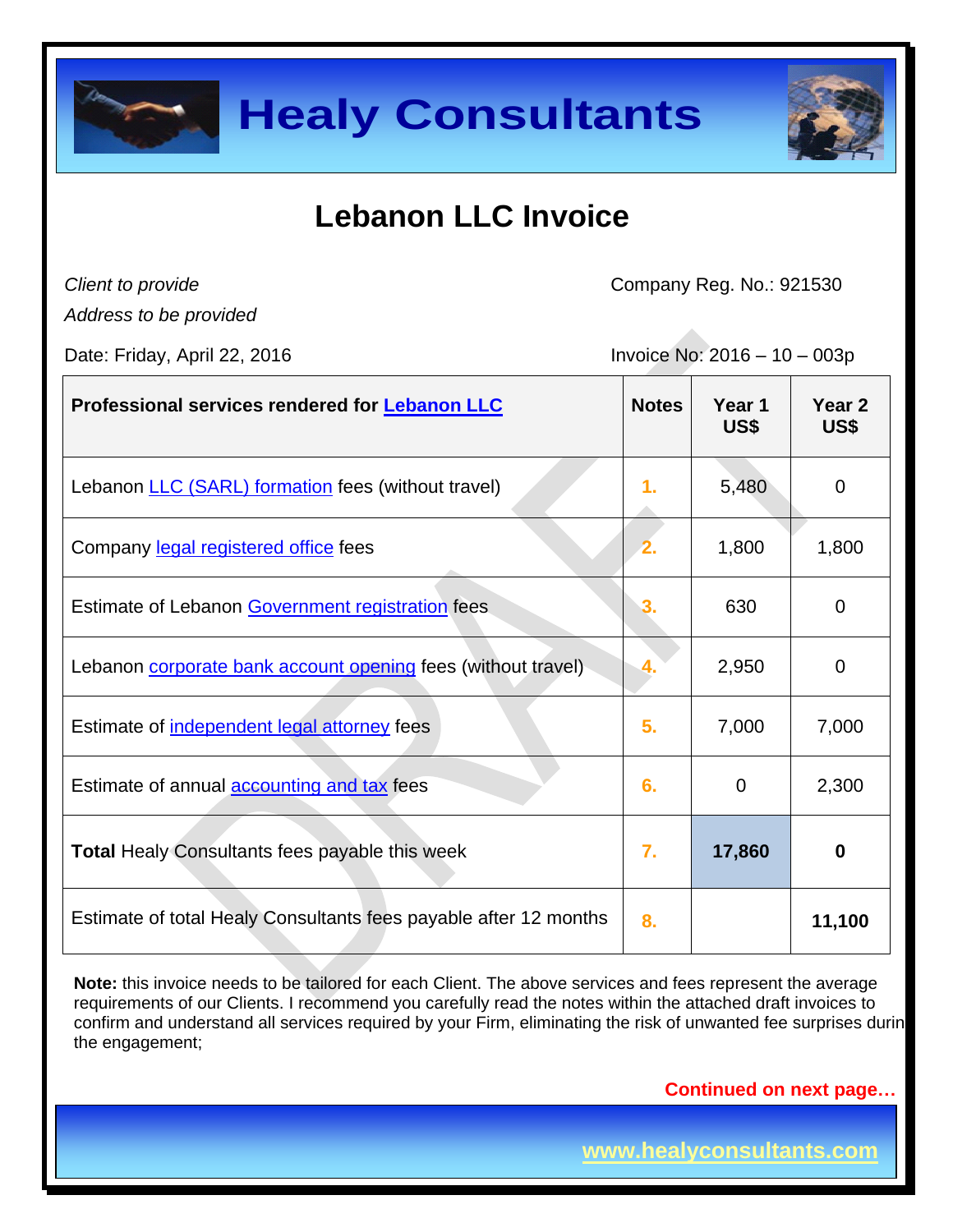# Healy Consultants

## Lebanon LLC Invoice

*Client to provide*
*Address to be provided*

Company Reg. No.: 921530

Date: Friday, April 22, 2016

Invoice No: 2016 – 10 – 003p

| **Professional services rendered for Lebanon LLC** | **Notes** | **Year 1 US$** | **Year 2 US$** |
|---|---|---|---|
| Lebanon LLC (SARL) formation fees (without travel) | 1. | 5,480 | 0 |
| Company legal registered office fees | 2. | 1,800 | 1,800 |
| Estimate of Lebanon Government registration fees | 3. | 630 | 0 |
| Lebanon corporate bank account opening fees (without travel) | 4. | 2,950 | 0 |
| Estimate of independent legal attorney fees | 5. | 7,000 | 7,000 |
| Estimate of annual accounting and tax fees | 6. | 0 | 2,300 |
| **Total** Healy Consultants fees payable this week | 7. | **17,860** | **0** |
| Estimate of total Healy Consultants fees payable after 12 months | 8. | | **11,100** |

**Note:** this invoice needs to be tailored for each Client. The above services and fees represent the average requirements of our Clients. I recommend you carefully read the notes within the attached draft invoices to confirm and understand all services required by your Firm, eliminating the risk of unwanted fee surprises durin the engagement;

**Continued on next page…**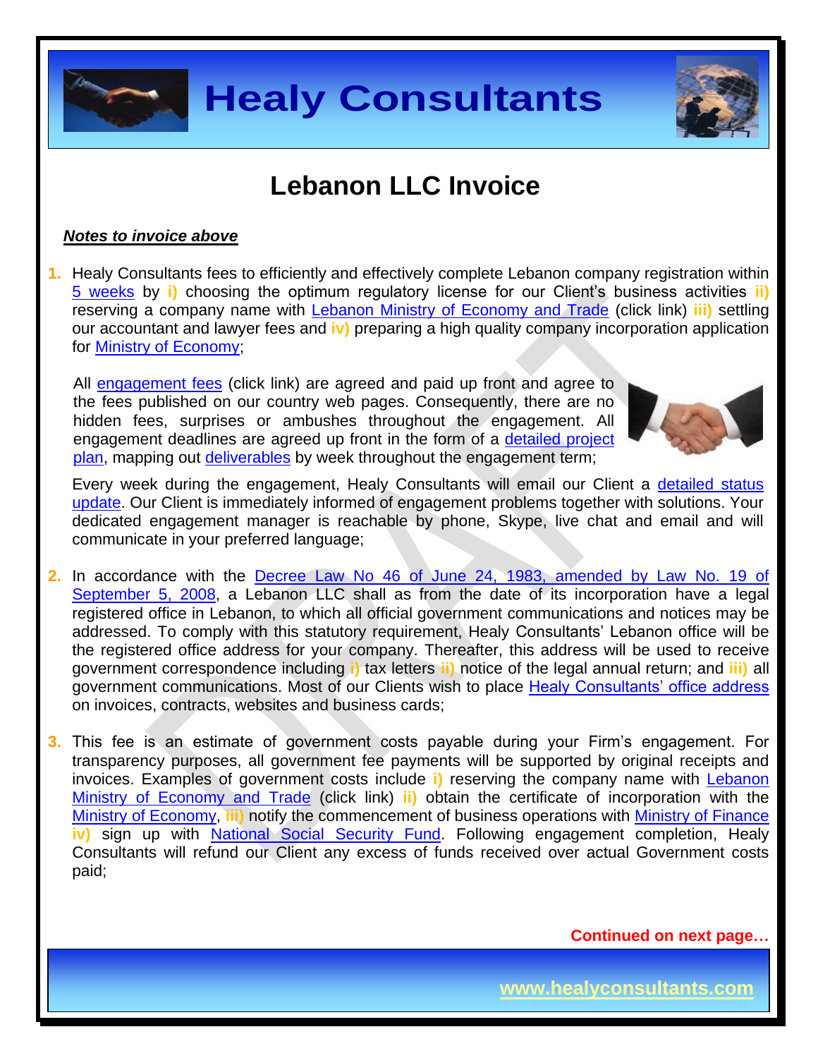# Lebanon LLC Invoice

***Notes to invoice above***

1. Healy Consultants fees to efficiently and effectively complete Lebanon company registration within 5 weeks by **i)** choosing the optimum regulatory license for our Client's business activities **ii)** reserving a company name with Lebanon Ministry of Economy and Trade (click link) **iii)** settling our accountant and lawyer fees and **iv)** preparing a high quality company incorporation application for Ministry of Economy;

   All engagement fees (click link) are agreed and paid up front and agree to the fees published on our country web pages. Consequently, there are no hidden fees, surprises or ambushes throughout the engagement. All engagement deadlines are agreed up front in the form of a detailed project plan, mapping out deliverables by week throughout the engagement term;

   Every week during the engagement, Healy Consultants will email our Client a detailed status update. Our Client is immediately informed of engagement problems together with solutions. Your dedicated engagement manager is reachable by phone, Skype, live chat and email and will communicate in your preferred language;

2. In accordance with the Decree Law No 46 of June 24, 1983, amended by Law No. 19 of September 5, 2008, a Lebanon LLC shall as from the date of its incorporation have a legal registered office in Lebanon, to which all official government communications and notices may be addressed. To comply with this statutory requirement, Healy Consultants' Lebanon office will be the registered office address for your company. Thereafter, this address will be used to receive government correspondence including **i)** tax letters **ii)** notice of the legal annual return; and **iii)** all government communications. Most of our Clients wish to place Healy Consultants' office address on invoices, contracts, websites and business cards;

3. This fee is an estimate of government costs payable during your Firm's engagement. For transparency purposes, all government fee payments will be supported by original receipts and invoices. Examples of government costs include **i)** reserving the company name with Lebanon Ministry of Economy and Trade (click link) **ii)** obtain the certificate of incorporation with the Ministry of Economy, **iii)** notify the commencement of business operations with Ministry of Finance **iv)** sign up with National Social Security Fund. Following engagement completion, Healy Consultants will refund our Client any excess of funds received over actual Government costs paid;

**Continued on next page…**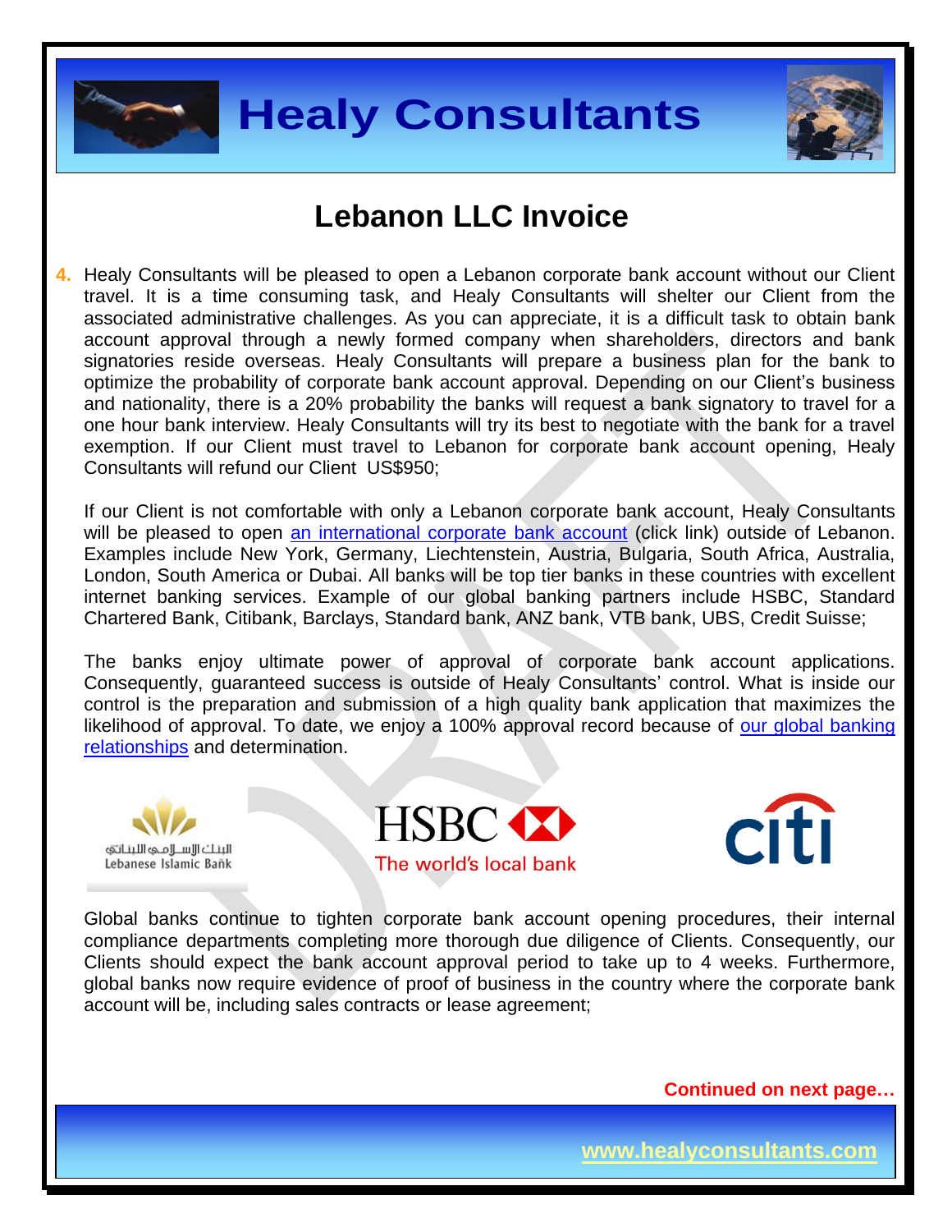# Lebanon LLC Invoice

4. Healy Consultants will be pleased to open a Lebanon corporate bank account without our Client travel. It is a time consuming task, and Healy Consultants will shelter our Client from the associated administrative challenges. As you can appreciate, it is a difficult task to obtain bank account approval through a newly formed company when shareholders, directors and bank signatories reside overseas. Healy Consultants will prepare a business plan for the bank to optimize the probability of corporate bank account approval. Depending on our Client's business and nationality, there is a 20% probability the banks will request a bank signatory to travel for a one hour bank interview. Healy Consultants will try its best to negotiate with the bank for a travel exemption. If our Client must travel to Lebanon for corporate bank account opening, Healy Consultants will refund our Client US$950;

   If our Client is not comfortable with only a Lebanon corporate bank account, Healy Consultants will be pleased to open an international corporate bank account (click link) outside of Lebanon. Examples include New York, Germany, Liechtenstein, Austria, Bulgaria, South Africa, Australia, London, South America or Dubai. All banks will be top tier banks in these countries with excellent internet banking services. Example of our global banking partners include HSBC, Standard Chartered Bank, Citibank, Barclays, Standard bank, ANZ bank, VTB bank, UBS, Credit Suisse;

   The banks enjoy ultimate power of approval of corporate bank account applications. Consequently, guaranteed success is outside of Healy Consultants' control. What is inside our control is the preparation and submission of a high quality bank application that maximizes the likelihood of approval. To date, we enjoy a 100% approval record because of our global banking relationships and determination.

   Global banks continue to tighten corporate bank account opening procedures, their internal compliance departments completing more thorough due diligence of Clients. Consequently, our Clients should expect the bank account approval period to take up to 4 weeks. Furthermore, global banks now require evidence of proof of business in the country where the corporate bank account will be, including sales contracts or lease agreement;

**Continued on next page…**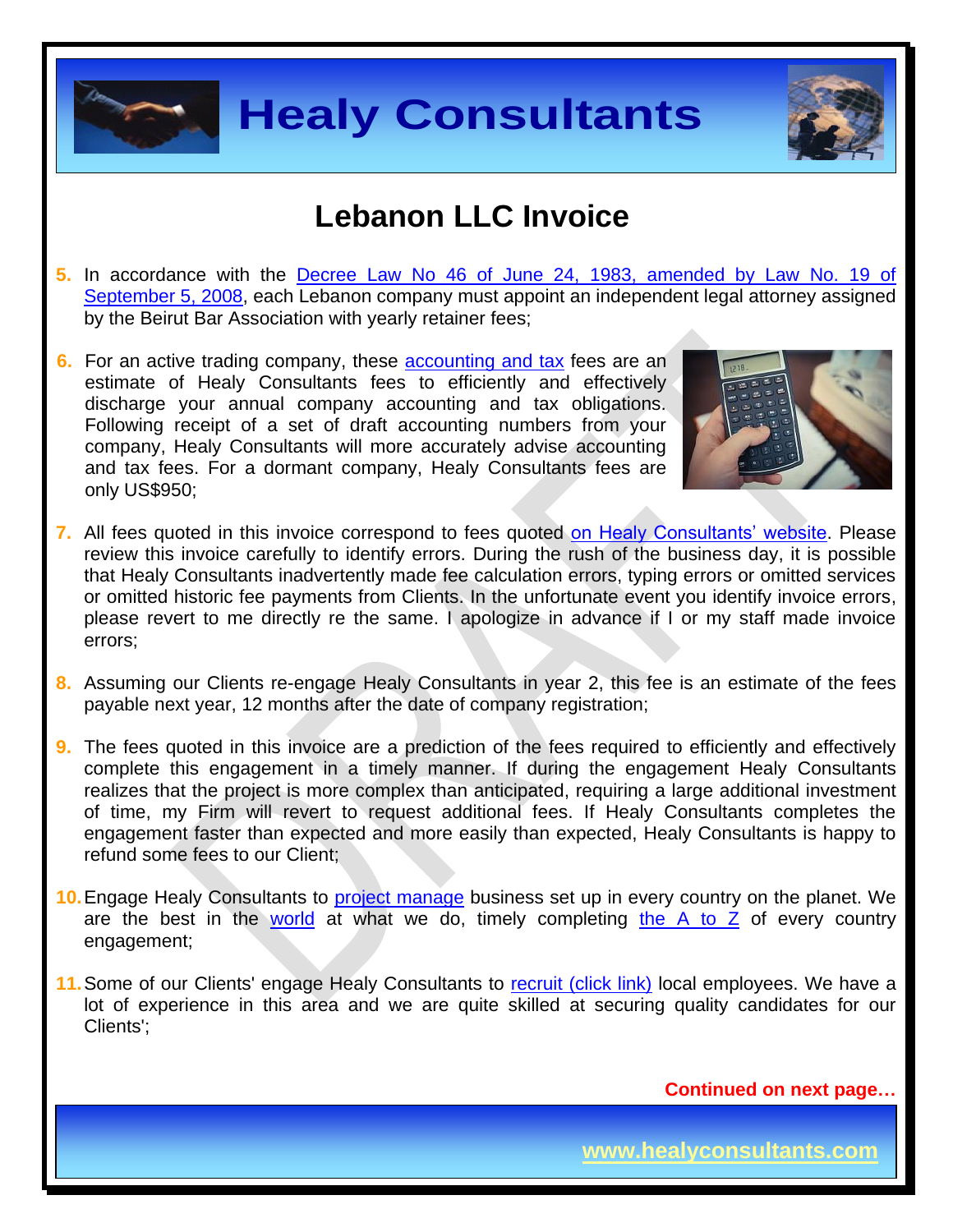# Lebanon LLC Invoice

5. In accordance with the Decree Law No 46 of June 24, 1983, amended by Law No. 19 of September 5, 2008, each Lebanon company must appoint an independent legal attorney assigned by the Beirut Bar Association with yearly retainer fees;

6. For an active trading company, these accounting and tax fees are an estimate of Healy Consultants fees to efficiently and effectively discharge your annual company accounting and tax obligations. Following receipt of a set of draft accounting numbers from your company, Healy Consultants will more accurately advise accounting and tax fees. For a dormant company, Healy Consultants fees are only US$950;

7. All fees quoted in this invoice correspond to fees quoted on Healy Consultants' website. Please review this invoice carefully to identify errors. During the rush of the business day, it is possible that Healy Consultants inadvertently made fee calculation errors, typing errors or omitted services or omitted historic fee payments from Clients. In the unfortunate event you identify invoice errors, please revert to me directly re the same. I apologize in advance if I or my staff made invoice errors;

8. Assuming our Clients re-engage Healy Consultants in year 2, this fee is an estimate of the fees payable next year, 12 months after the date of company registration;

9. The fees quoted in this invoice are a prediction of the fees required to efficiently and effectively complete this engagement in a timely manner. If during the engagement Healy Consultants realizes that the project is more complex than anticipated, requiring a large additional investment of time, my Firm will revert to request additional fees. If Healy Consultants completes the engagement faster than expected and more easily than expected, Healy Consultants is happy to refund some fees to our Client;

10. Engage Healy Consultants to project manage business set up in every country on the planet. We are the best in the world at what we do, timely completing the A to Z of every country engagement;

11. Some of our Clients' engage Healy Consultants to recruit (click link) local employees. We have a lot of experience in this area and we are quite skilled at securing quality candidates for our Clients';

**Continued on next page…**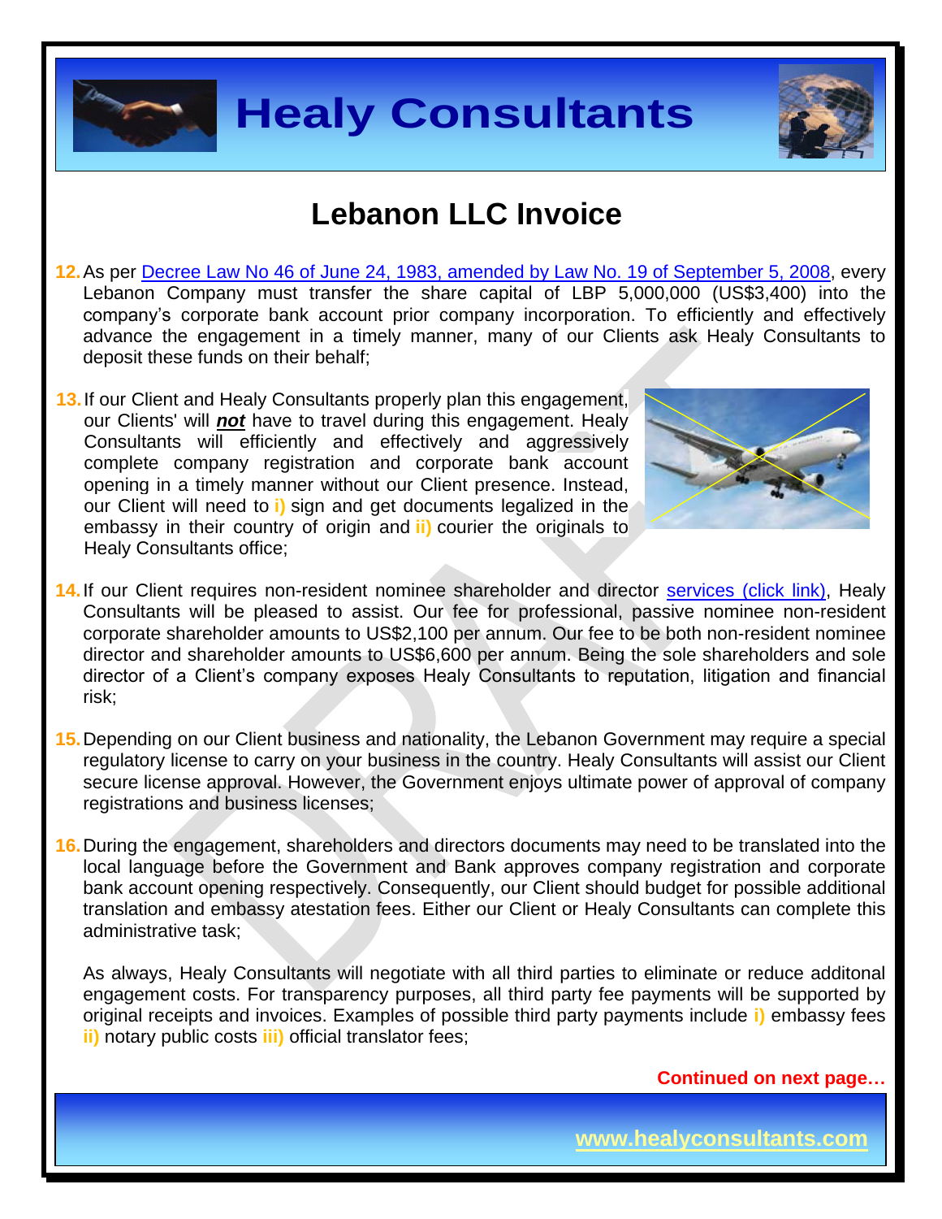# Lebanon LLC Invoice

12. As per Decree Law No 46 of June 24, 1983, amended by Law No. 19 of September 5, 2008, every Lebanon Company must transfer the share capital of LBP 5,000,000 (US$3,400) into the company's corporate bank account prior company incorporation. To efficiently and effectively advance the engagement in a timely manner, many of our Clients ask Healy Consultants to deposit these funds on their behalf;

13. If our Client and Healy Consultants properly plan this engagement, our Clients' will ***not*** have to travel during this engagement. Healy Consultants will efficiently and effectively and aggressively complete company registration and corporate bank account opening in a timely manner without our Client presence. Instead, our Client will need to **i)** sign and get documents legalized in the embassy in their country of origin and **ii)** courier the originals to Healy Consultants office;

14. If our Client requires non-resident nominee shareholder and director services (click link), Healy Consultants will be pleased to assist. Our fee for professional, passive nominee non-resident corporate shareholder amounts to US$2,100 per annum. Our fee to be both non-resident nominee director and shareholder amounts to US$6,600 per annum. Being the sole shareholders and sole director of a Client's company exposes Healy Consultants to reputation, litigation and financial risk;

15. Depending on our Client business and nationality, the Lebanon Government may require a special regulatory license to carry on your business in the country. Healy Consultants will assist our Client secure license approval. However, the Government enjoys ultimate power of approval of company registrations and business licenses;

16. During the engagement, shareholders and directors documents may need to be translated into the local language before the Government and Bank approves company registration and corporate bank account opening respectively. Consequently, our Client should budget for possible additional translation and embassy atestation fees. Either our Client or Healy Consultants can complete this administrative task;

    As always, Healy Consultants will negotiate with all third parties to eliminate or reduce additonal engagement costs. For transparency purposes, all third party fee payments will be supported by original receipts and invoices. Examples of possible third party payments include **i)** embassy fees **ii)** notary public costs **iii)** official translator fees;

**Continued on next page…**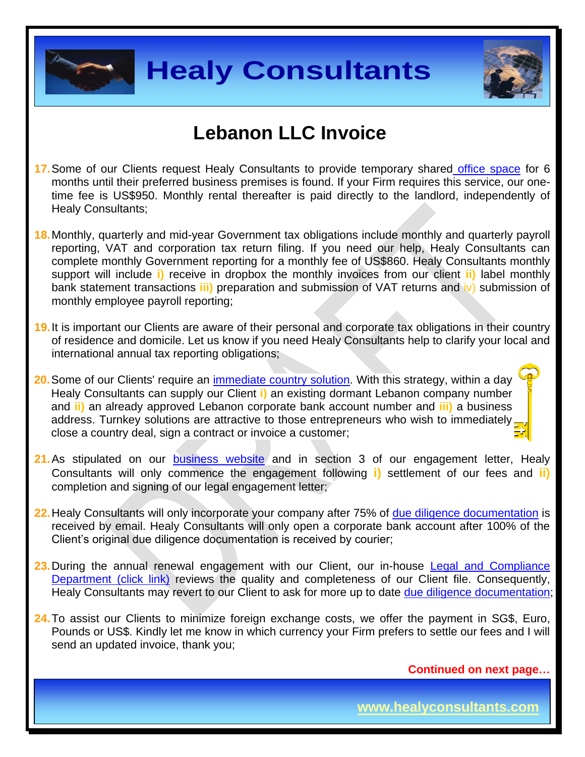# Lebanon LLC Invoice

17. Some of our Clients request Healy Consultants to provide temporary shared office space for 6 months until their preferred business premises is found. If your Firm requires this service, our one-time fee is US$950. Monthly rental thereafter is paid directly to the landlord, independently of Healy Consultants;

18. Monthly, quarterly and mid-year Government tax obligations include monthly and quarterly payroll reporting, VAT and corporation tax return filing. If you need our help, Healy Consultants can complete monthly Government reporting for a monthly fee of US$860. Healy Consultants monthly support will include **i)** receive in dropbox the monthly invoices from our client **ii)** label monthly bank statement transactions **iii)** preparation and submission of VAT returns and iv) submission of monthly employee payroll reporting;

19. It is important our Clients are aware of their personal and corporate tax obligations in their country of residence and domicile. Let us know if you need Healy Consultants help to clarify your local and international annual tax reporting obligations;

20. Some of our Clients' require an immediate country solution. With this strategy, within a day Healy Consultants can supply our Client **i)** an existing dormant Lebanon company number and **ii)** an already approved Lebanon corporate bank account number and **iii)** a business address. Turnkey solutions are attractive to those entrepreneurs who wish to immediately close a country deal, sign a contract or invoice a customer;

21. As stipulated on our business website and in section 3 of our engagement letter, Healy Consultants will only commence the engagement following **i)** settlement of our fees and **ii)** completion and signing of our legal engagement letter;

22. Healy Consultants will only incorporate your company after 75% of due diligence documentation is received by email. Healy Consultants will only open a corporate bank account after 100% of the Client's original due diligence documentation is received by courier;

23. During the annual renewal engagement with our Client, our in-house Legal and Compliance Department (click link) reviews the quality and completeness of our Client file. Consequently, Healy Consultants may revert to our Client to ask for more up to date due diligence documentation;

24. To assist our Clients to minimize foreign exchange costs, we offer the payment in SG$, Euro, Pounds or US$. Kindly let me know in which currency your Firm prefers to settle our fees and I will send an updated invoice, thank you;

**Continued on next page…**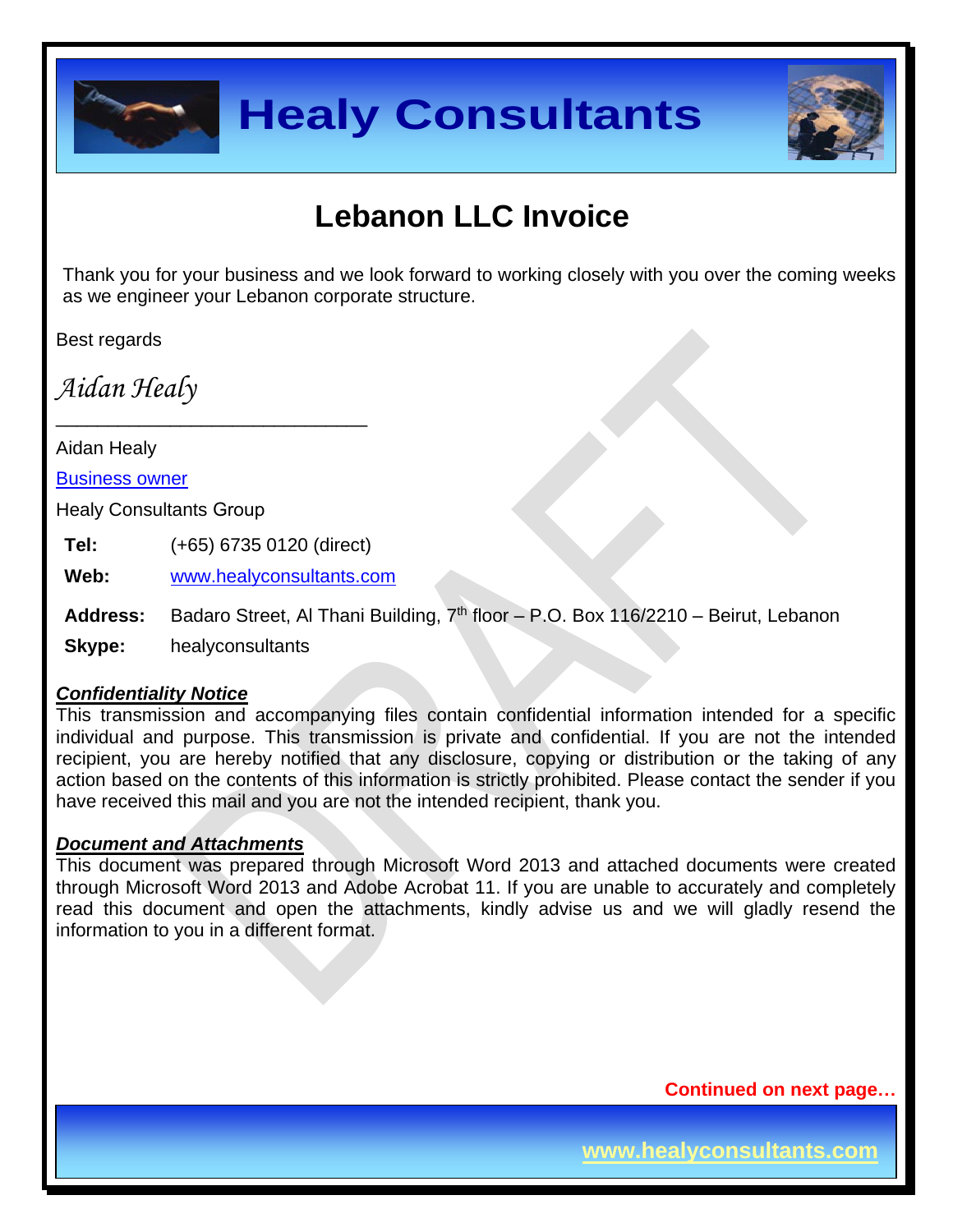# Lebanon LLC Invoice

Thank you for your business and we look forward to working closely with you over the coming weeks as we engineer your Lebanon corporate structure.

Best regards

*Aidan Healy*

______________________________

Aidan Healy

[Business owner]

Healy Consultants Group

| | |
|---|---|
| **Tel:** | (+65) 6735 0120 (direct) |
| **Web:** | www.healyconsultants.com |
| **Address:** | Badaro Street, Al Thani Building, 7th floor – P.O. Box 116/2210 – Beirut, Lebanon |
| **Skype:** | healyconsultants |

***Confidentiality Notice***

This transmission and accompanying files contain confidential information intended for a specific individual and purpose. This transmission is private and confidential. If you are not the intended recipient, you are hereby notified that any disclosure, copying or distribution or the taking of any action based on the contents of this information is strictly prohibited. Please contact the sender if you have received this mail and you are not the intended recipient, thank you.

***Document and Attachments***

This document was prepared through Microsoft Word 2013 and attached documents were created through Microsoft Word 2013 and Adobe Acrobat 11. If you are unable to accurately and completely read this document and open the attachments, kindly advise us and we will gladly resend the information to you in a different format.

**Continued on next page…**